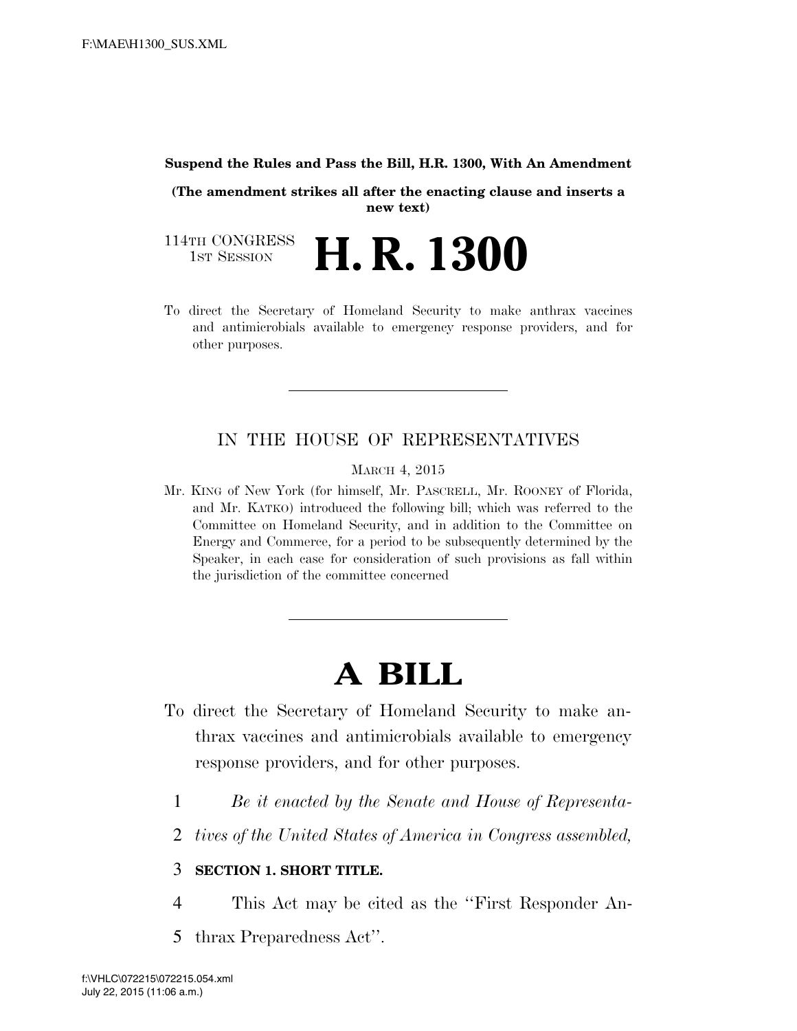**Suspend the Rules and Pass the Bill, H.R. 1300, With An Amendment**

**(The amendment strikes all after the enacting clause and inserts a new text)**

114TH CONGRESS
1ST SESSION

# H. R. 1300

To direct the Secretary of Homeland Security to make anthrax vaccines and antimicrobials available to emergency response providers, and for other purposes.

---

IN THE HOUSE OF REPRESENTATIVES

MARCH 4, 2015

Mr. KING of New York (for himself, Mr. PASCRELL, Mr. ROONEY of Florida, and Mr. KATKO) introduced the following bill; which was referred to the Committee on Homeland Security, and in addition to the Committee on Energy and Commerce, for a period to be subsequently determined by the Speaker, in each case for consideration of such provisions as fall within the jurisdiction of the committee concerned

---

# A BILL

To direct the Secretary of Homeland Security to make anthrax vaccines and antimicrobials available to emergency response providers, and for other purposes.

1 *Be it enacted by the Senate and House of Representa-*
2 *tives of the United States of America in Congress assembled,*

3 **SECTION 1. SHORT TITLE.**

4 This Act may be cited as the "First Responder An-
5 thrax Preparedness Act".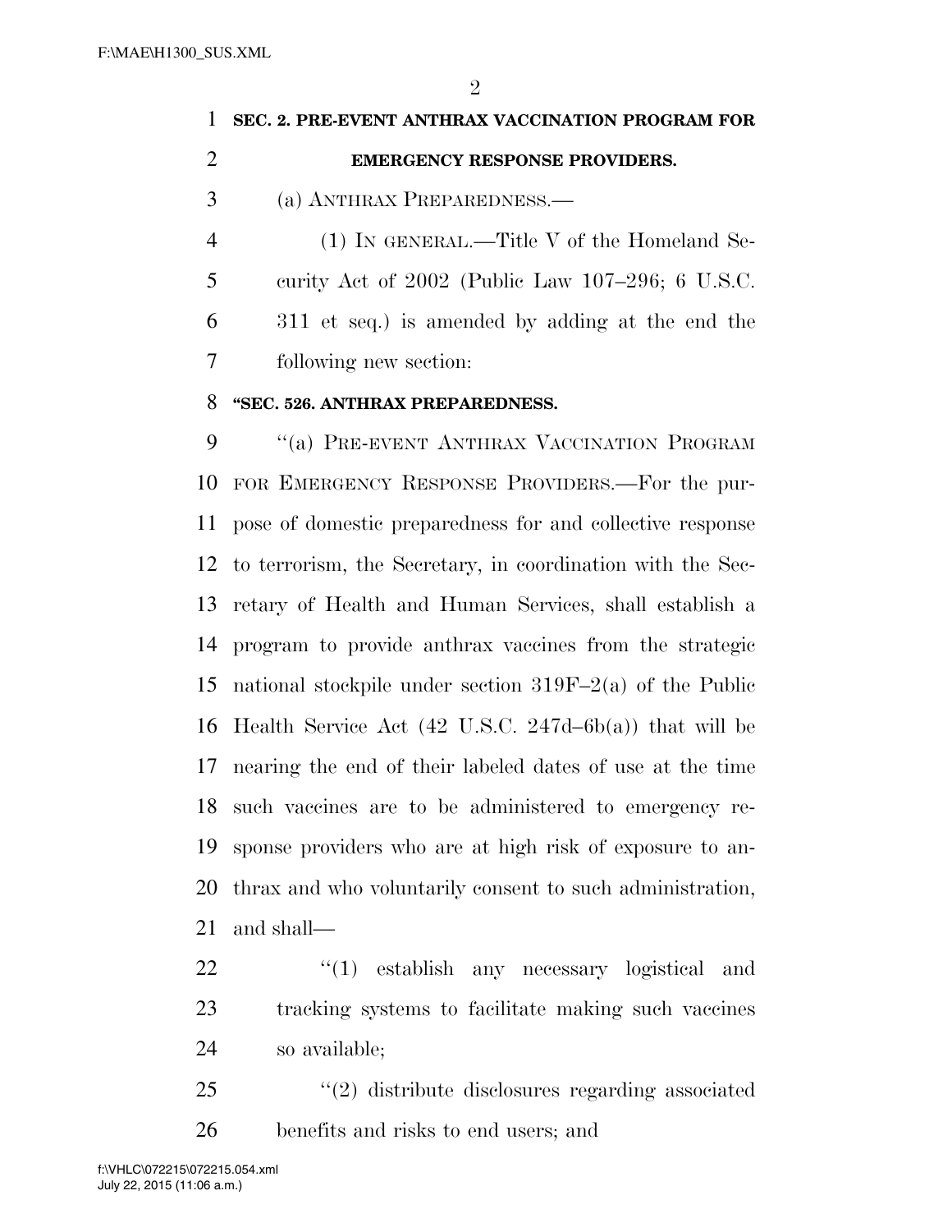**SEC. 2. PRE-EVENT ANTHRAX VACCINATION PROGRAM FOR EMERGENCY RESPONSE PROVIDERS.**

(a) ANTHRAX PREPAREDNESS.—

(1) IN GENERAL.—Title V of the Homeland Security Act of 2002 (Public Law 107–296; 6 U.S.C. 311 et seq.) is amended by adding at the end the following new section:

**"SEC. 526. ANTHRAX PREPAREDNESS.**

"(a) PRE-EVENT ANTHRAX VACCINATION PROGRAM FOR EMERGENCY RESPONSE PROVIDERS.—For the purpose of domestic preparedness for and collective response to terrorism, the Secretary, in coordination with the Secretary of Health and Human Services, shall establish a program to provide anthrax vaccines from the strategic national stockpile under section 319F–2(a) of the Public Health Service Act (42 U.S.C. 247d–6b(a)) that will be nearing the end of their labeled dates of use at the time such vaccines are to be administered to emergency response providers who are at high risk of exposure to anthrax and who voluntarily consent to such administration, and shall—

"(1) establish any necessary logistical and tracking systems to facilitate making such vaccines so available;

"(2) distribute disclosures regarding associated benefits and risks to end users; and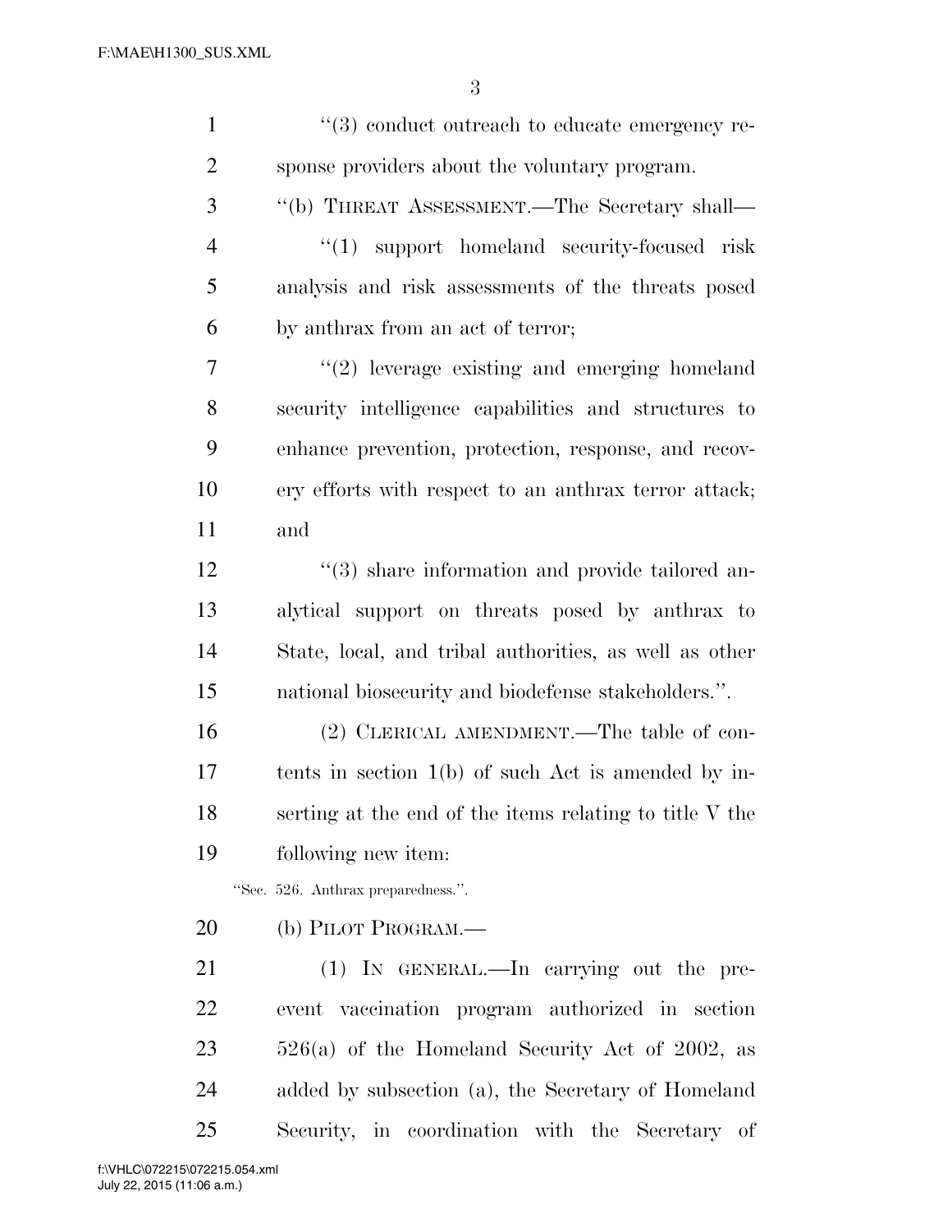''(3) conduct outreach to educate emergency response providers about the voluntary program.

''(b) THREAT ASSESSMENT.—The Secretary shall—

''(1) support homeland security-focused risk analysis and risk assessments of the threats posed by anthrax from an act of terror;

''(2) leverage existing and emerging homeland security intelligence capabilities and structures to enhance prevention, protection, response, and recovery efforts with respect to an anthrax terror attack; and

''(3) share information and provide tailored analytical support on threats posed by anthrax to State, local, and tribal authorities, as well as other national biosecurity and biodefense stakeholders.''.

(2) CLERICAL AMENDMENT.—The table of contents in section 1(b) of such Act is amended by inserting at the end of the items relating to title V the following new item:

''Sec. 526. Anthrax preparedness.''.

(b) PILOT PROGRAM.—

(1) IN GENERAL.—In carrying out the pre-event vaccination program authorized in section 526(a) of the Homeland Security Act of 2002, as added by subsection (a), the Secretary of Homeland Security, in coordination with the Secretary of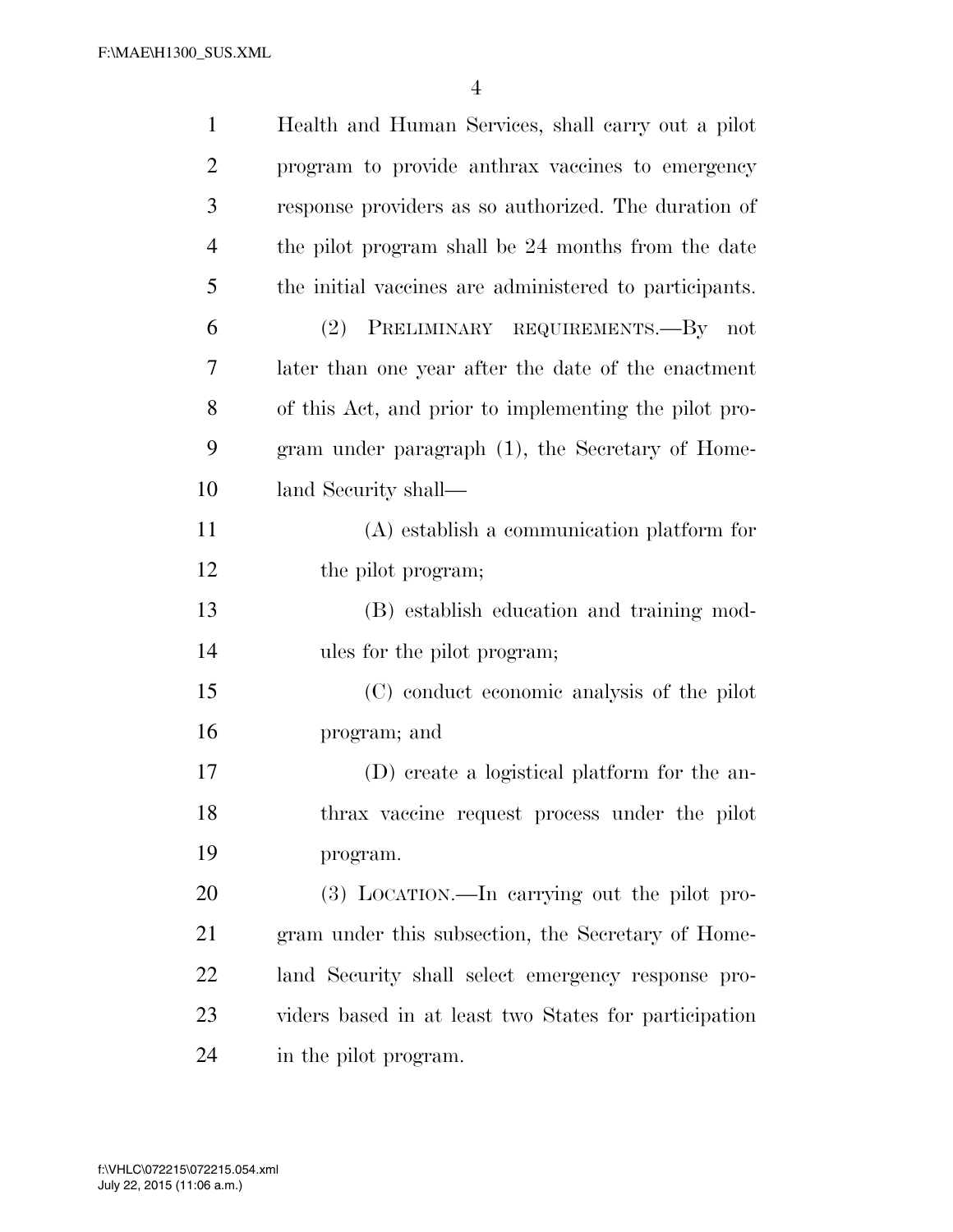Health and Human Services, shall carry out a pilot program to provide anthrax vaccines to emergency response providers as so authorized. The duration of the pilot program shall be 24 months from the date the initial vaccines are administered to participants.

(2) PRELIMINARY REQUIREMENTS.—By not later than one year after the date of the enactment of this Act, and prior to implementing the pilot program under paragraph (1), the Secretary of Homeland Security shall—

(A) establish a communication platform for the pilot program;

(B) establish education and training modules for the pilot program;

(C) conduct economic analysis of the pilot program; and

(D) create a logistical platform for the anthrax vaccine request process under the pilot program.

(3) LOCATION.—In carrying out the pilot program under this subsection, the Secretary of Homeland Security shall select emergency response providers based in at least two States for participation in the pilot program.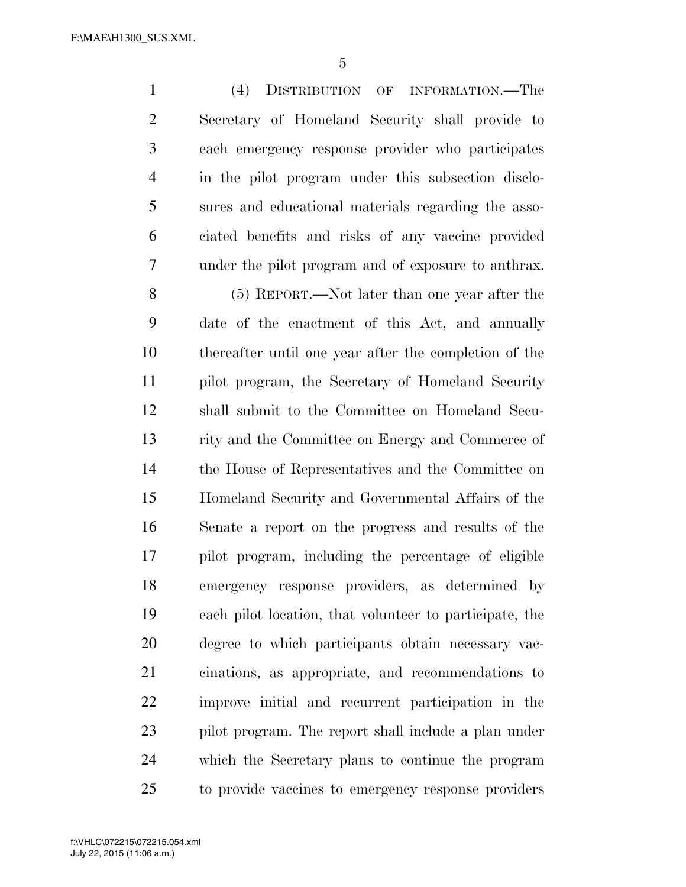(4) DISTRIBUTION OF INFORMATION.—The Secretary of Homeland Security shall provide to each emergency response provider who participates in the pilot program under this subsection disclosures and educational materials regarding the associated benefits and risks of any vaccine provided under the pilot program and of exposure to anthrax.

(5) REPORT.—Not later than one year after the date of the enactment of this Act, and annually thereafter until one year after the completion of the pilot program, the Secretary of Homeland Security shall submit to the Committee on Homeland Security and the Committee on Energy and Commerce of the House of Representatives and the Committee on Homeland Security and Governmental Affairs of the Senate a report on the progress and results of the pilot program, including the percentage of eligible emergency response providers, as determined by each pilot location, that volunteer to participate, the degree to which participants obtain necessary vaccinations, as appropriate, and recommendations to improve initial and recurrent participation in the pilot program. The report shall include a plan under which the Secretary plans to continue the program to provide vaccines to emergency response providers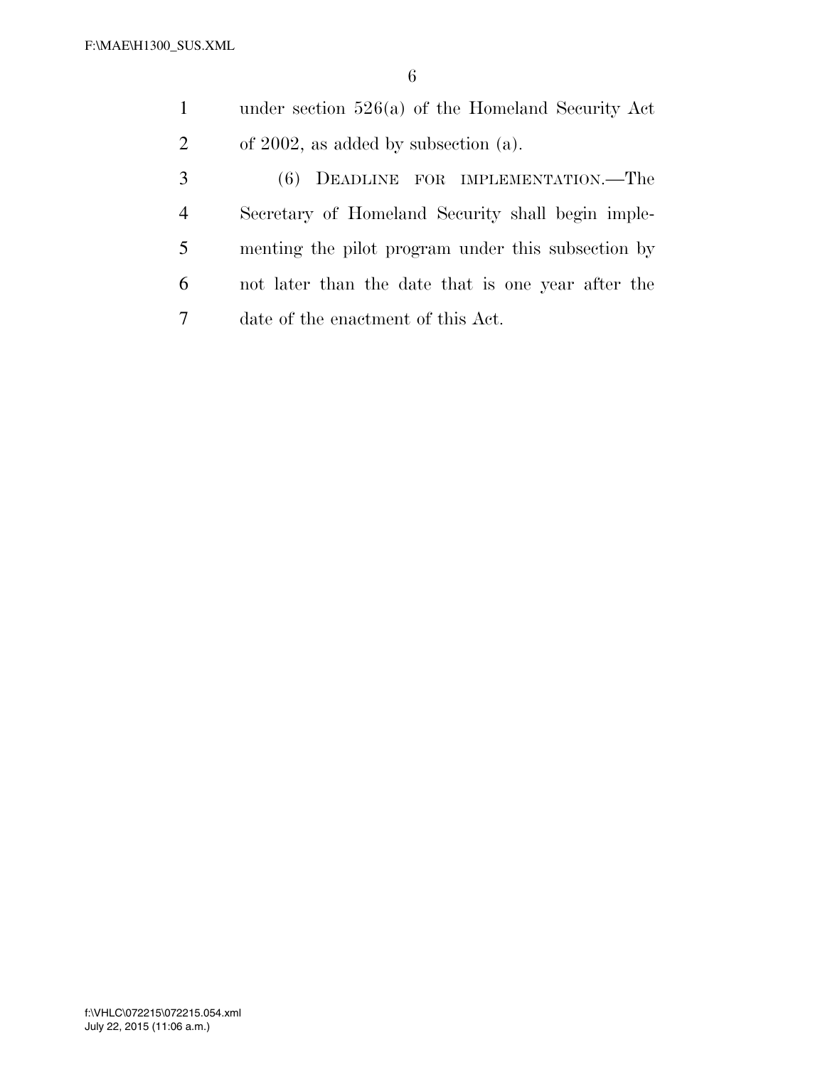under section 526(a) of the Homeland Security Act of 2002, as added by subsection (a).

(6) DEADLINE FOR IMPLEMENTATION.—The Secretary of Homeland Security shall begin implementing the pilot program under this subsection by not later than the date that is one year after the date of the enactment of this Act.